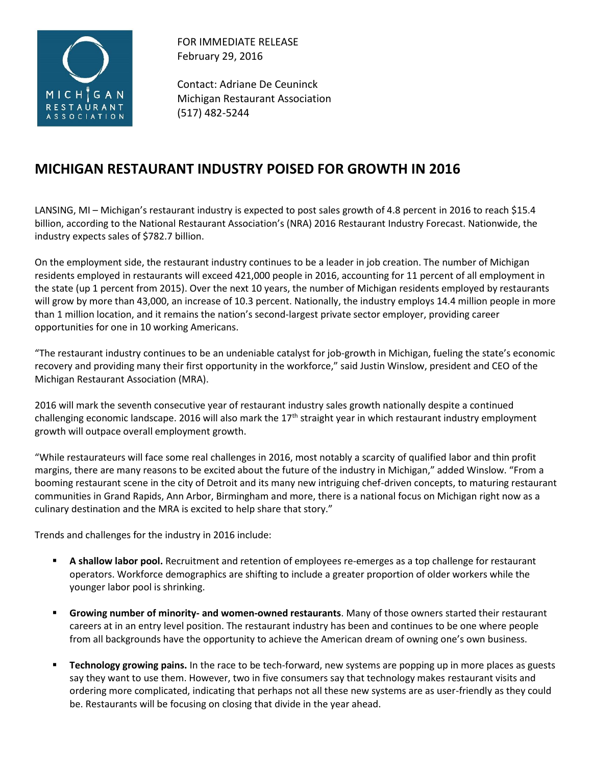MICHIGAN RESTAURANT ASSOCIATION

FOR IMMEDIATE RELEASE
February 29, 2016

Contact: Adriane De Ceuninck
Michigan Restaurant Association
(517) 482-5244

# MICHIGAN RESTAURANT INDUSTRY POISED FOR GROWTH IN 2016

LANSING, MI – Michigan's restaurant industry is expected to post sales growth of 4.8 percent in 2016 to reach $15.4 billion, according to the National Restaurant Association's (NRA) 2016 Restaurant Industry Forecast. Nationwide, the industry expects sales of $782.7 billion.

On the employment side, the restaurant industry continues to be a leader in job creation. The number of Michigan residents employed in restaurants will exceed 421,000 people in 2016, accounting for 11 percent of all employment in the state (up 1 percent from 2015). Over the next 10 years, the number of Michigan residents employed by restaurants will grow by more than 43,000, an increase of 10.3 percent. Nationally, the industry employs 14.4 million people in more than 1 million location, and it remains the nation's second-largest private sector employer, providing career opportunities for one in 10 working Americans.

"The restaurant industry continues to be an undeniable catalyst for job-growth in Michigan, fueling the state's economic recovery and providing many their first opportunity in the workforce," said Justin Winslow, president and CEO of the Michigan Restaurant Association (MRA).

2016 will mark the seventh consecutive year of restaurant industry sales growth nationally despite a continued challenging economic landscape. 2016 will also mark the 17th straight year in which restaurant industry employment growth will outpace overall employment growth.

"While restaurateurs will face some real challenges in 2016, most notably a scarcity of qualified labor and thin profit margins, there are many reasons to be excited about the future of the industry in Michigan," added Winslow. "From a booming restaurant scene in the city of Detroit and its many new intriguing chef-driven concepts, to maturing restaurant communities in Grand Rapids, Ann Arbor, Birmingham and more, there is a national focus on Michigan right now as a culinary destination and the MRA is excited to help share that story."

Trends and challenges for the industry in 2016 include:

- **A shallow labor pool.** Recruitment and retention of employees re-emerges as a top challenge for restaurant operators. Workforce demographics are shifting to include a greater proportion of older workers while the younger labor pool is shrinking.
- **Growing number of minority- and women-owned restaurants**. Many of those owners started their restaurant careers at in an entry level position. The restaurant industry has been and continues to be one where people from all backgrounds have the opportunity to achieve the American dream of owning one's own business.
- **Technology growing pains.** In the race to be tech-forward, new systems are popping up in more places as guests say they want to use them. However, two in five consumers say that technology makes restaurant visits and ordering more complicated, indicating that perhaps not all these new systems are as user-friendly as they could be. Restaurants will be focusing on closing that divide in the year ahead.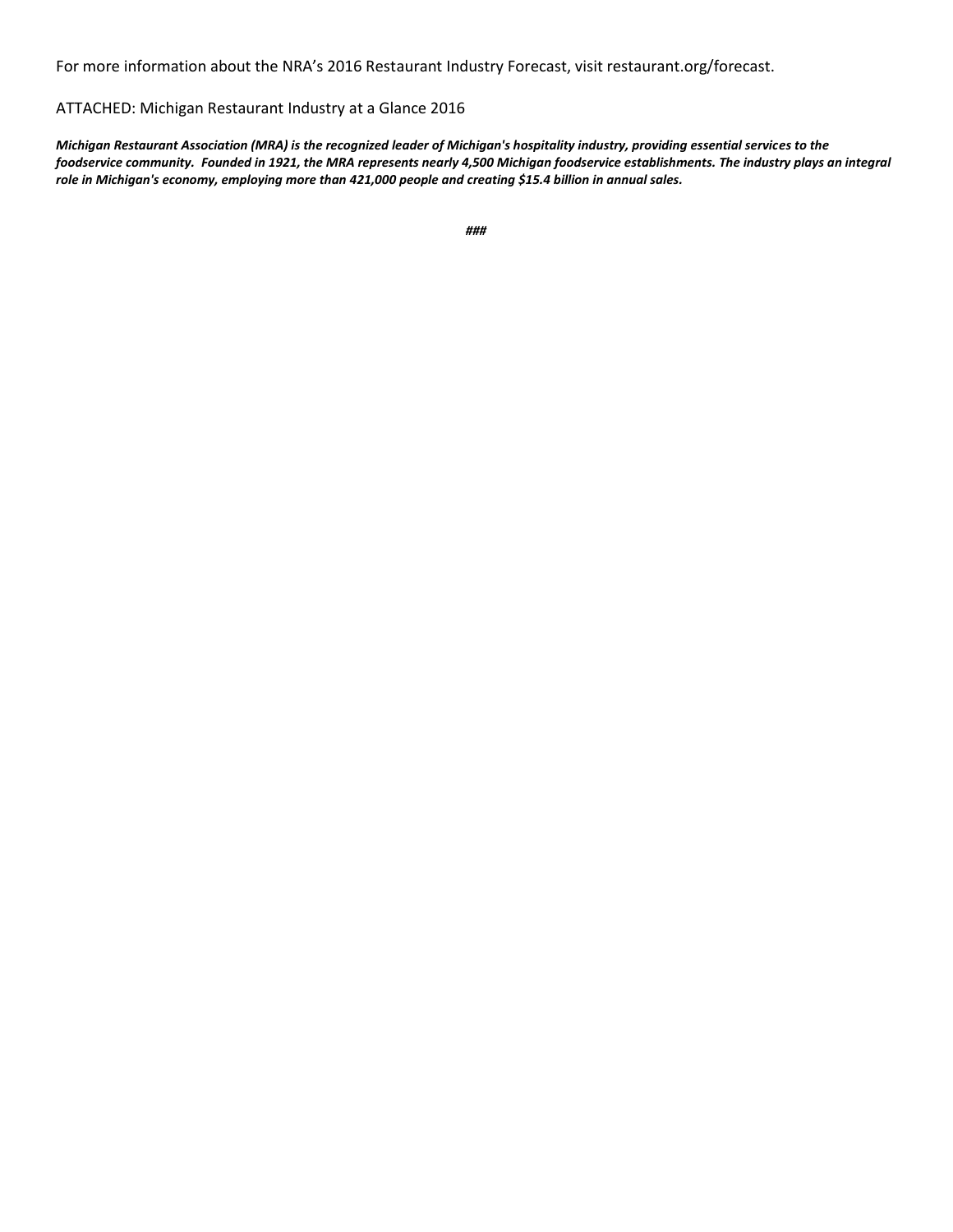For more information about the NRA's 2016 Restaurant Industry Forecast, visit restaurant.org/forecast.

ATTACHED: Michigan Restaurant Industry at a Glance 2016

***Michigan Restaurant Association (MRA) is the recognized leader of Michigan's hospitality industry, providing essential services to the foodservice community. Founded in 1921, the MRA represents nearly 4,500 Michigan foodservice establishments. The industry plays an integral role in Michigan's economy, employing more than 421,000 people and creating $15.4 billion in annual sales.***

***###***